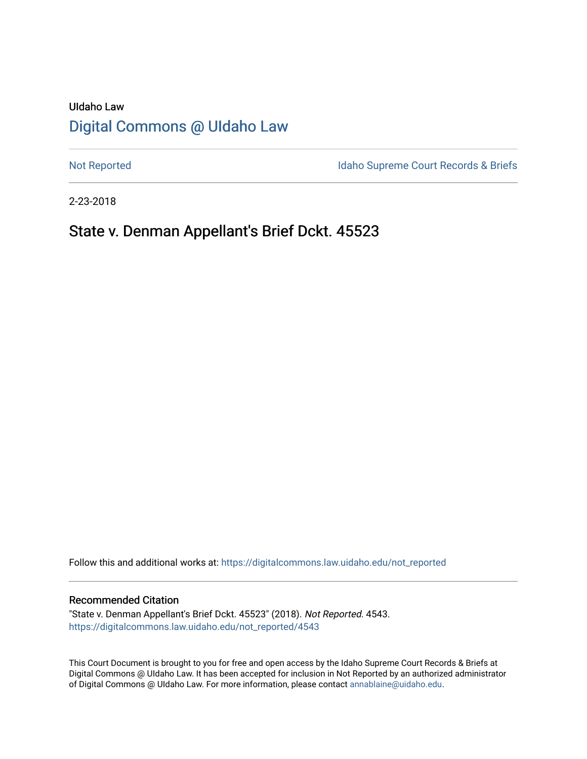UIdaho Law

# Digital Commons @ UIdaho Law

Not Reported

Idaho Supreme Court Records & Briefs

2-23-2018

## State v. Denman Appellant's Brief Dckt. 45523

Follow this and additional works at: https://digitalcommons.law.uidaho.edu/not_reported

### Recommended Citation

"State v. Denman Appellant's Brief Dckt. 45523" (2018). *Not Reported*. 4543.
https://digitalcommons.law.uidaho.edu/not_reported/4543

This Court Document is brought to you for free and open access by the Idaho Supreme Court Records & Briefs at Digital Commons @ UIdaho Law. It has been accepted for inclusion in Not Reported by an authorized administrator of Digital Commons @ UIdaho Law. For more information, please contact annablaine@uidaho.edu.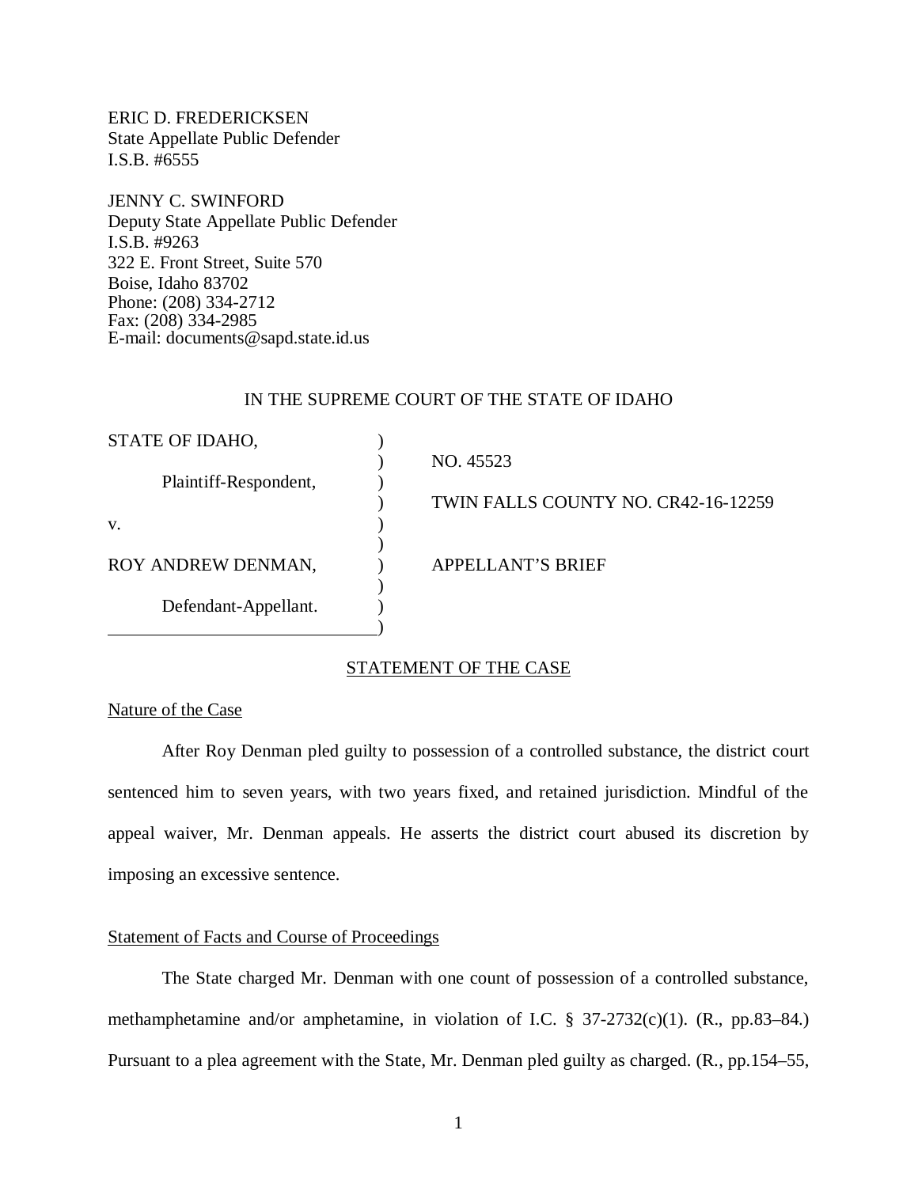ERIC D. FREDERICKSEN
State Appellate Public Defender
I.S.B. #6555

JENNY C. SWINFORD
Deputy State Appellate Public Defender
I.S.B. #9263
322 E. Front Street, Suite 570
Boise, Idaho 83702
Phone: (208) 334-2712
Fax: (208) 334-2985
E-mail: documents@sapd.state.id.us

IN THE SUPREME COURT OF THE STATE OF IDAHO

| | | |
|---|---|---|
| STATE OF IDAHO, | ) | |
| | ) | NO. 45523 |
| Plaintiff-Respondent, | ) | |
| | ) | TWIN FALLS COUNTY NO. CR42-16-12259 |
| v. | ) | |
| | ) | |
| ROY ANDREW DENMAN, | ) | APPELLANT'S BRIEF |
| | ) | |
| Defendant-Appellant. | ) | |
| | ) | |

## STATEMENT OF THE CASE

### Nature of the Case

After Roy Denman pled guilty to possession of a controlled substance, the district court sentenced him to seven years, with two years fixed, and retained jurisdiction. Mindful of the appeal waiver, Mr. Denman appeals. He asserts the district court abused its discretion by imposing an excessive sentence.

### Statement of Facts and Course of Proceedings

The State charged Mr. Denman with one count of possession of a controlled substance, methamphetamine and/or amphetamine, in violation of I.C. § 37-2732(c)(1). (R., pp.83–84.) Pursuant to a plea agreement with the State, Mr. Denman pled guilty as charged. (R., pp.154–55,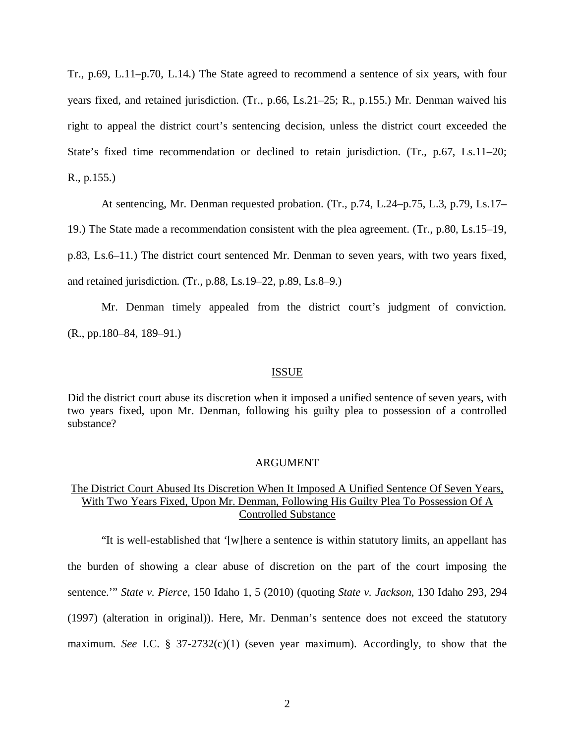Tr., p.69, L.11–p.70, L.14.) The State agreed to recommend a sentence of six years, with four years fixed, and retained jurisdiction. (Tr., p.66, Ls.21–25; R., p.155.) Mr. Denman waived his right to appeal the district court's sentencing decision, unless the district court exceeded the State's fixed time recommendation or declined to retain jurisdiction. (Tr., p.67, Ls.11–20; R., p.155.)

At sentencing, Mr. Denman requested probation. (Tr., p.74, L.24–p.75, L.3, p.79, Ls.17–19.) The State made a recommendation consistent with the plea agreement. (Tr., p.80, Ls.15–19, p.83, Ls.6–11.) The district court sentenced Mr. Denman to seven years, with two years fixed, and retained jurisdiction. (Tr., p.88, Ls.19–22, p.89, Ls.8–9.)

Mr. Denman timely appealed from the district court's judgment of conviction. (R., pp.180–84, 189–91.)

## ISSUE

Did the district court abuse its discretion when it imposed a unified sentence of seven years, with two years fixed, upon Mr. Denman, following his guilty plea to possession of a controlled substance?

## ARGUMENT

### The District Court Abused Its Discretion When It Imposed A Unified Sentence Of Seven Years, With Two Years Fixed, Upon Mr. Denman, Following His Guilty Plea To Possession Of A Controlled Substance

"It is well-established that '[w]here a sentence is within statutory limits, an appellant has the burden of showing a clear abuse of discretion on the part of the court imposing the sentence.'" *State v. Pierce*, 150 Idaho 1, 5 (2010) (quoting *State v. Jackson*, 130 Idaho 293, 294 (1997) (alteration in original)). Here, Mr. Denman's sentence does not exceed the statutory maximum. *See* I.C. § 37-2732(c)(1) (seven year maximum). Accordingly, to show that the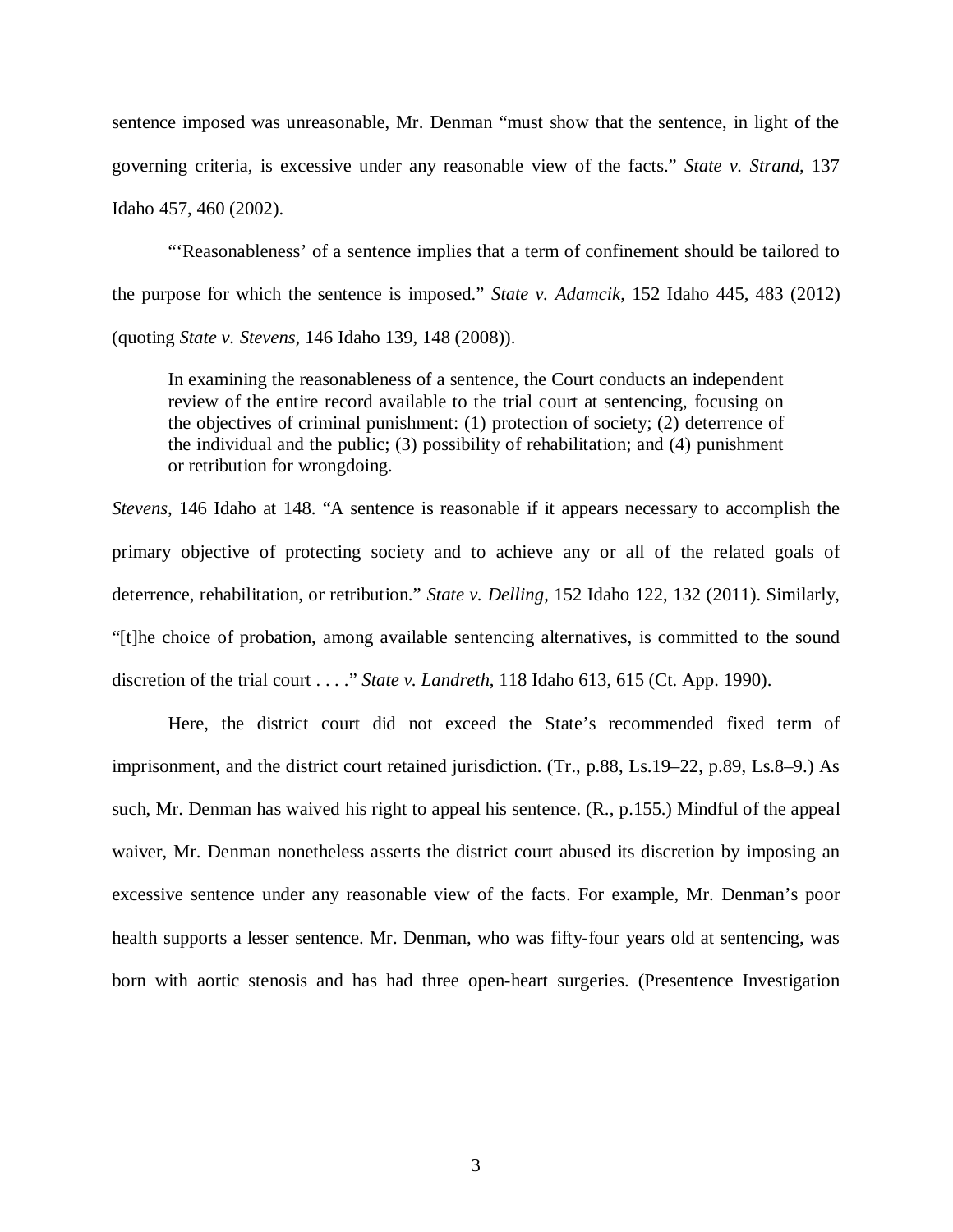sentence imposed was unreasonable, Mr. Denman "must show that the sentence, in light of the governing criteria, is excessive under any reasonable view of the facts." *State v. Strand*, 137 Idaho 457, 460 (2002).

"'Reasonableness' of a sentence implies that a term of confinement should be tailored to the purpose for which the sentence is imposed." *State v. Adamcik*, 152 Idaho 445, 483 (2012) (quoting *State v. Stevens*, 146 Idaho 139, 148 (2008)).

> In examining the reasonableness of a sentence, the Court conducts an independent review of the entire record available to the trial court at sentencing, focusing on the objectives of criminal punishment: (1) protection of society; (2) deterrence of the individual and the public; (3) possibility of rehabilitation; and (4) punishment or retribution for wrongdoing.

*Stevens*, 146 Idaho at 148. "A sentence is reasonable if it appears necessary to accomplish the primary objective of protecting society and to achieve any or all of the related goals of deterrence, rehabilitation, or retribution." *State v. Delling*, 152 Idaho 122, 132 (2011). Similarly, "[t]he choice of probation, among available sentencing alternatives, is committed to the sound discretion of the trial court . . . ." *State v. Landreth*, 118 Idaho 613, 615 (Ct. App. 1990).

Here, the district court did not exceed the State's recommended fixed term of imprisonment, and the district court retained jurisdiction. (Tr., p.88, Ls.19–22, p.89, Ls.8–9.) As such, Mr. Denman has waived his right to appeal his sentence. (R., p.155.) Mindful of the appeal waiver, Mr. Denman nonetheless asserts the district court abused its discretion by imposing an excessive sentence under any reasonable view of the facts. For example, Mr. Denman's poor health supports a lesser sentence. Mr. Denman, who was fifty-four years old at sentencing, was born with aortic stenosis and has had three open-heart surgeries. (Presentence Investigation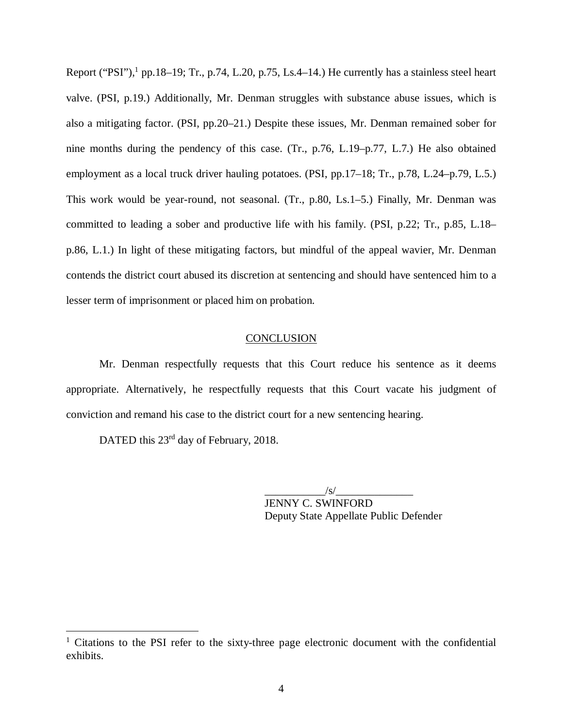Report ("PSI"),[1] pp.18–19; Tr., p.74, L.20, p.75, Ls.4–14.) He currently has a stainless steel heart valve. (PSI, p.19.) Additionally, Mr. Denman struggles with substance abuse issues, which is also a mitigating factor. (PSI, pp.20–21.) Despite these issues, Mr. Denman remained sober for nine months during the pendency of this case. (Tr., p.76, L.19–p.77, L.7.) He also obtained employment as a local truck driver hauling potatoes. (PSI, pp.17–18; Tr., p.78, L.24–p.79, L.5.) This work would be year-round, not seasonal. (Tr., p.80, Ls.1–5.) Finally, Mr. Denman was committed to leading a sober and productive life with his family. (PSI, p.22; Tr., p.85, L.18–p.86, L.1.) In light of these mitigating factors, but mindful of the appeal wavier, Mr. Denman contends the district court abused its discretion at sentencing and should have sentenced him to a lesser term of imprisonment or placed him on probation.

## CONCLUSION

Mr. Denman respectfully requests that this Court reduce his sentence as it deems appropriate. Alternatively, he respectfully requests that this Court vacate his judgment of conviction and remand his case to the district court for a new sentencing hearing.

DATED this 23rd day of February, 2018.

___________/s/______________
JENNY C. SWINFORD
Deputy State Appellate Public Defender

---

[1] Citations to the PSI refer to the sixty-three page electronic document with the confidential exhibits.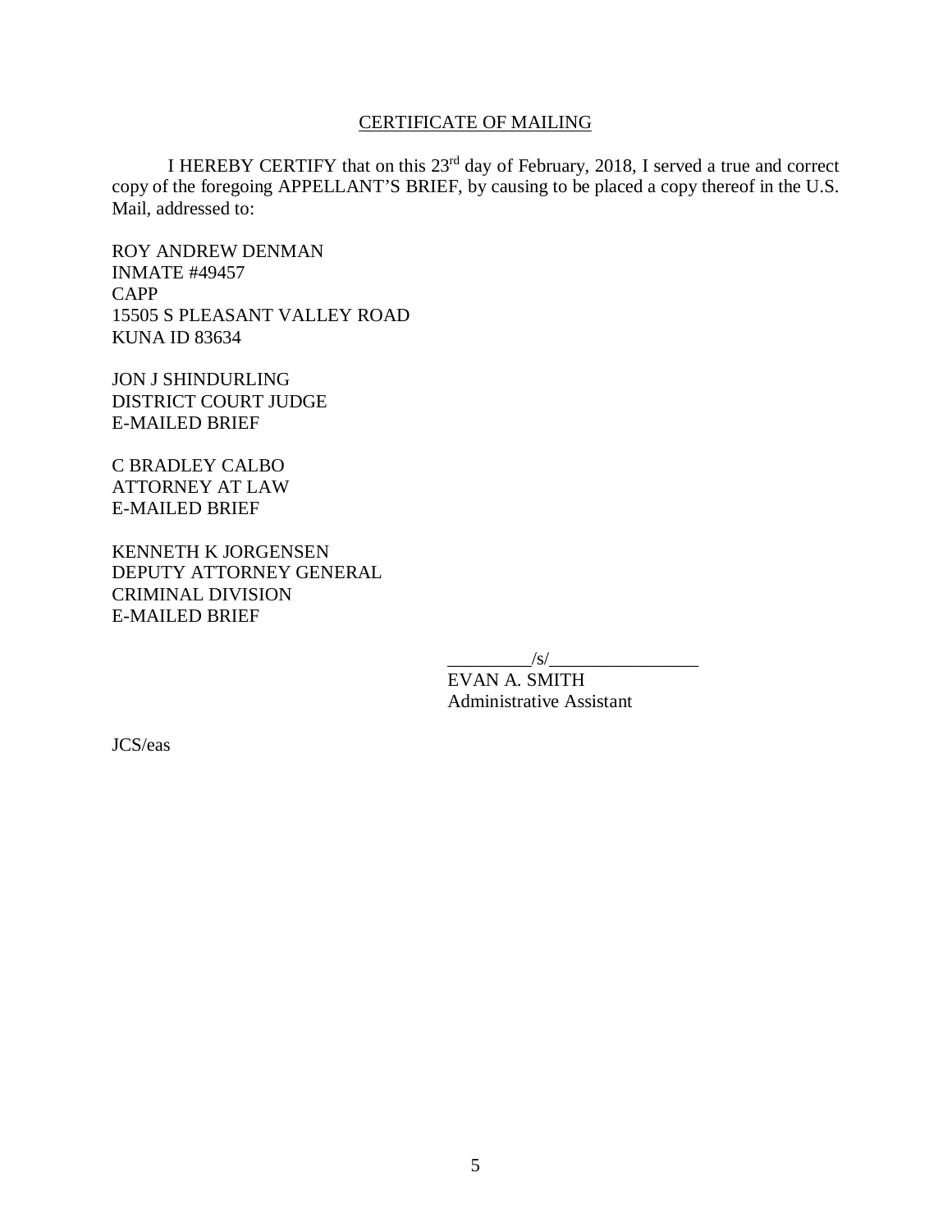## CERTIFICATE OF MAILING

I HEREBY CERTIFY that on this 23rd day of February, 2018, I served a true and correct copy of the foregoing APPELLANT'S BRIEF, by causing to be placed a copy thereof in the U.S. Mail, addressed to:

ROY ANDREW DENMAN
INMATE #49457
CAPP
15505 S PLEASANT VALLEY ROAD
KUNA ID 83634

JON J SHINDURLING
DISTRICT COURT JUDGE
E-MAILED BRIEF

C BRADLEY CALBO
ATTORNEY AT LAW
E-MAILED BRIEF

KENNETH K JORGENSEN
DEPUTY ATTORNEY GENERAL
CRIMINAL DIVISION
E-MAILED BRIEF

_________/s/________________
EVAN A. SMITH
Administrative Assistant

JCS/eas